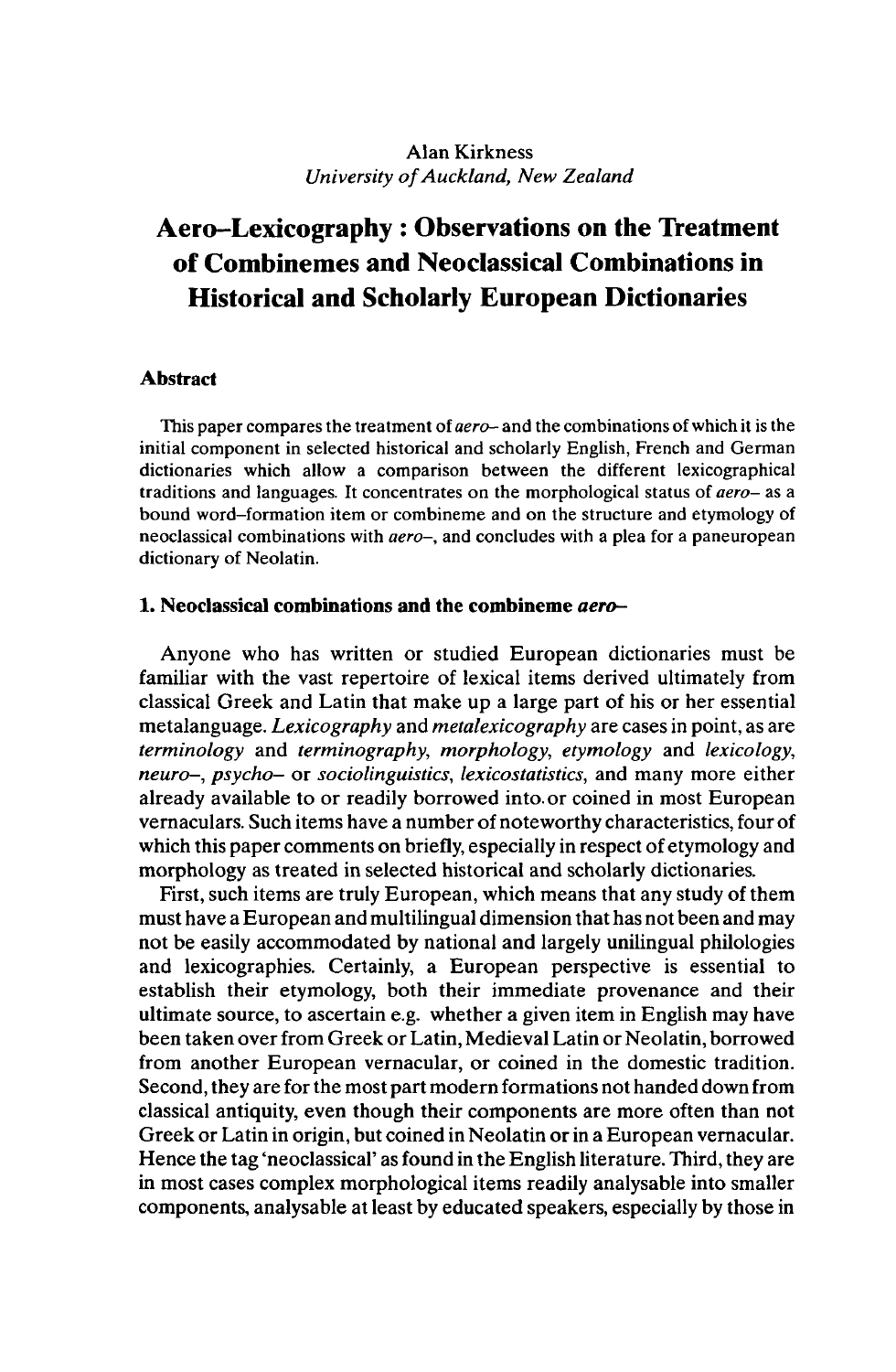Alan Kirkness
*University of Auckland, New Zealand*

# Aero–Lexicography : Observations on the Treatment of Combinemes and Neoclassical Combinations in Historical and Scholarly European Dictionaries

## Abstract

This paper compares the treatment of *aero–* and the combinations of which it is the initial component in selected historical and scholarly English, French and German dictionaries which allow a comparison between the different lexicographical traditions and languages. It concentrates on the morphological status of *aero–* as a bound word–formation item or combineme and on the structure and etymology of neoclassical combinations with *aero–*, and concludes with a plea for a paneuropean dictionary of Neolatin.

## 1. Neoclassical combinations and the combineme *aero–*

Anyone who has written or studied European dictionaries must be familiar with the vast repertoire of lexical items derived ultimately from classical Greek and Latin that make up a large part of his or her essential metalanguage. *Lexicography* and *metalexicography* are cases in point, as are *terminology* and *terminography*, *morphology*, *etymology* and *lexicology*, *neuro–*, *psycho–* or *sociolinguistics*, *lexicostatistics*, and many more either already available to or readily borrowed into or coined in most European vernaculars. Such items have a number of noteworthy characteristics, four of which this paper comments on briefly, especially in respect of etymology and morphology as treated in selected historical and scholarly dictionaries.

First, such items are truly European, which means that any study of them must have a European and multilingual dimension that has not been and may not be easily accommodated by national and largely unilingual philologies and lexicographies. Certainly, a European perspective is essential to establish their etymology, both their immediate provenance and their ultimate source, to ascertain e.g. whether a given item in English may have been taken over from Greek or Latin, Medieval Latin or Neolatin, borrowed from another European vernacular, or coined in the domestic tradition. Second, they are for the most part modern formations not handed down from classical antiquity, even though their components are more often than not Greek or Latin in origin, but coined in Neolatin or in a European vernacular. Hence the tag 'neoclassical' as found in the English literature. Third, they are in most cases complex morphological items readily analysable into smaller components, analysable at least by educated speakers, especially by those in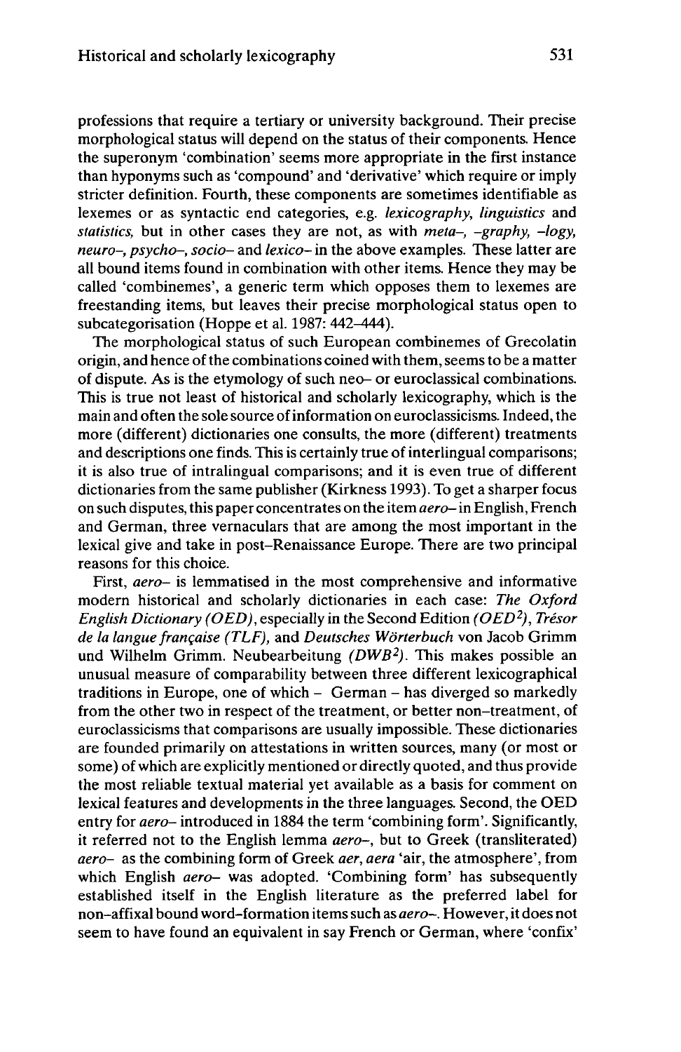professions that require a tertiary or university background. Their precise morphological status will depend on the status of their components. Hence the superonym 'combination' seems more appropriate in the first instance than hyponyms such as 'compound' and 'derivative' which require or imply stricter definition. Fourth, these components are sometimes identifiable as lexemes or as syntactic end categories, e.g. *lexicography, linguistics* and *statistics,* but in other cases they are not, as with *meta–, –graphy, –logy, neuro–, psycho–, socio–* and *lexico–* in the above examples. These latter are all bound items found in combination with other items. Hence they may be called 'combinemes', a generic term which opposes them to lexemes are freestanding items, but leaves their precise morphological status open to subcategorisation (Hoppe et al. 1987: 442–444).

The morphological status of such European combinemes of Grecolatin origin, and hence of the combinations coined with them, seems to be a matter of dispute. As is the etymology of such neo– or euroclassical combinations. This is true not least of historical and scholarly lexicography, which is the main and often the sole source of information on euroclassicisms. Indeed, the more (different) dictionaries one consults, the more (different) treatments and descriptions one finds. This is certainly true of interlingual comparisons; it is also true of intralingual comparisons; and it is even true of different dictionaries from the same publisher (Kirkness 1993). To get a sharper focus on such disputes, this paper concentrates on the item *aero–* in English, French and German, three vernaculars that are among the most important in the lexical give and take in post–Renaissance Europe. There are two principal reasons for this choice.

First, *aero–* is lemmatised in the most comprehensive and informative modern historical and scholarly dictionaries in each case: *The Oxford English Dictionary (OED)*, especially in the Second Edition *(OED²)*, *Trésor de la langue française (TLF),* and *Deutsches Wörterbuch* von Jacob Grimm und Wilhelm Grimm. Neubearbeitung *(DWB²)*. This makes possible an unusual measure of comparability between three different lexicographical traditions in Europe, one of which – German – has diverged so markedly from the other two in respect of the treatment, or better non–treatment, of euroclassicisms that comparisons are usually impossible. These dictionaries are founded primarily on attestations in written sources, many (or most or some) of which are explicitly mentioned or directly quoted, and thus provide the most reliable textual material yet available as a basis for comment on lexical features and developments in the three languages. Second, the OED entry for *aero–* introduced in 1884 the term 'combining form'. Significantly, it referred not to the English lemma *aero–*, but to Greek (transliterated) *aero–* as the combining form of Greek *aer*, *aera* 'air, the atmosphere', from which English *aero–* was adopted. 'Combining form' has subsequently established itself in the English literature as the preferred label for non–affixal bound word–formation items such as *aero–*. However, it does not seem to have found an equivalent in say French or German, where 'confix'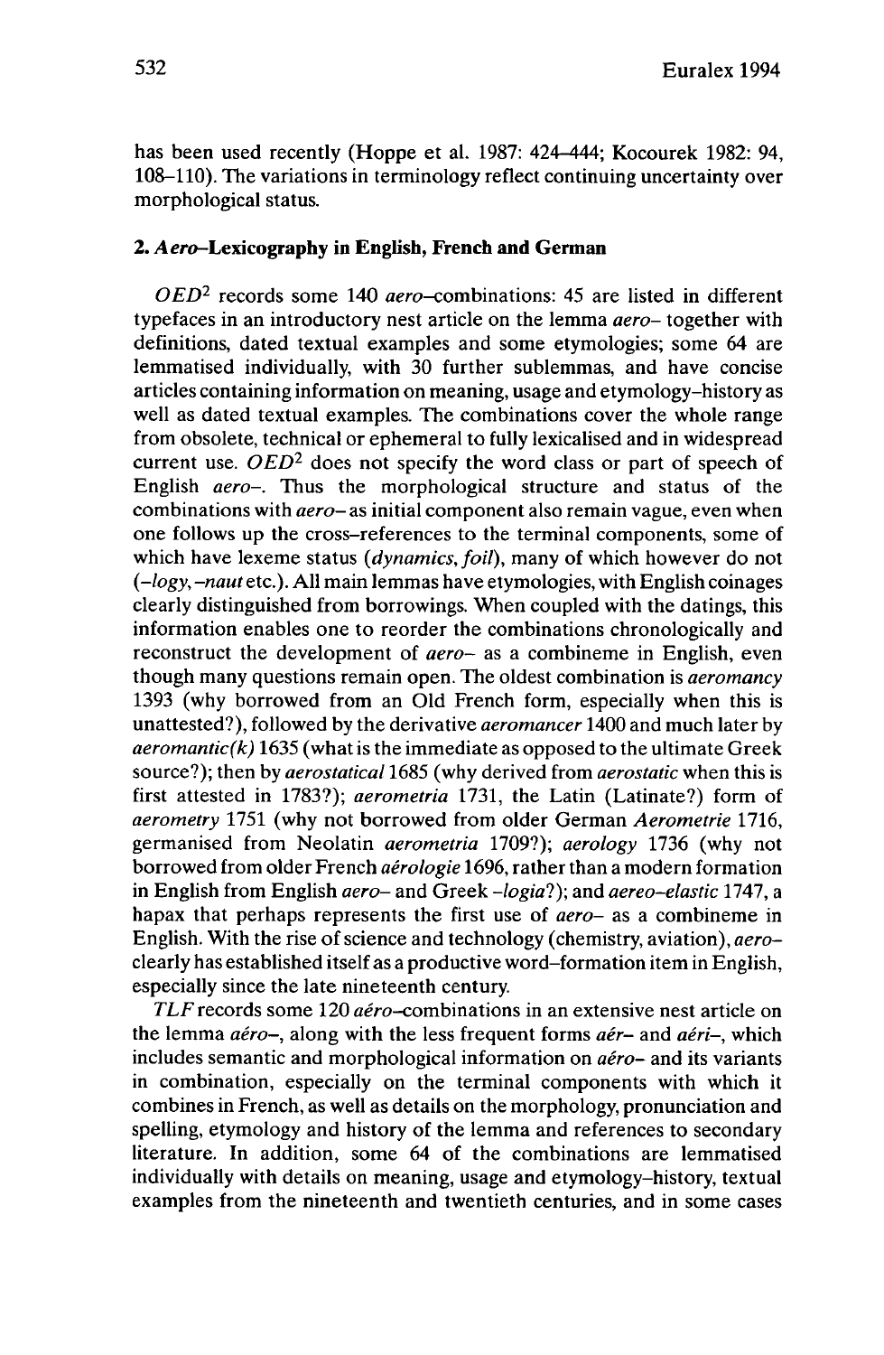has been used recently (Hoppe et al. 1987: 424–444; Kocourek 1982: 94, 108–110). The variations in terminology reflect continuing uncertainty over morphological status.

## 2. *Aero*–Lexicography in English, French and German

*OED*[2] records some 140 *aero*–combinations: 45 are listed in different typefaces in an introductory nest article on the lemma *aero–* together with definitions, dated textual examples and some etymologies; some 64 are lemmatised individually, with 30 further sublemmas, and have concise articles containing information on meaning, usage and etymology–history as well as dated textual examples. The combinations cover the whole range from obsolete, technical or ephemeral to fully lexicalised and in widespread current use. *OED*[2] does not specify the word class or part of speech of English *aero–*. Thus the morphological structure and status of the combinations with *aero–* as initial component also remain vague, even when one follows up the cross–references to the terminal components, some of which have lexeme status (*dynamics, foil*), many of which however do not (*–logy, –naut* etc.). All main lemmas have etymologies, with English coinages clearly distinguished from borrowings. When coupled with the datings, this information enables one to reorder the combinations chronologically and reconstruct the development of *aero–* as a combineme in English, even though many questions remain open. The oldest combination is *aeromancy* 1393 (why borrowed from an Old French form, especially when this is unattested?), followed by the derivative *aeromancer* 1400 and much later by *aeromantic(k)* 1635 (what is the immediate as opposed to the ultimate Greek source?); then by *aerostatical* 1685 (why derived from *aerostatic* when this is first attested in 1783?); *aerometria* 1731, the Latin (Latinate?) form of *aerometry* 1751 (why not borrowed from older German *Aerometrie* 1716, germanised from Neolatin *aerometria* 1709?); *aerology* 1736 (why not borrowed from older French *aérologie* 1696, rather than a modern formation in English from English *aero–* and Greek *–logia*?); and *aereo–elastic* 1747, a hapax that perhaps represents the first use of *aero–* as a combineme in English. With the rise of science and technology (chemistry, aviation), *aero–* clearly has established itself as a productive word–formation item in English, especially since the late nineteenth century.

*TLF* records some 120 *aéro*–combinations in an extensive nest article on the lemma *aéro–*, along with the less frequent forms *aér–* and *aéri–*, which includes semantic and morphological information on *aéro–* and its variants in combination, especially on the terminal components with which it combines in French, as well as details on the morphology, pronunciation and spelling, etymology and history of the lemma and references to secondary literature. In addition, some 64 of the combinations are lemmatised individually with details on meaning, usage and etymology–history, textual examples from the nineteenth and twentieth centuries, and in some cases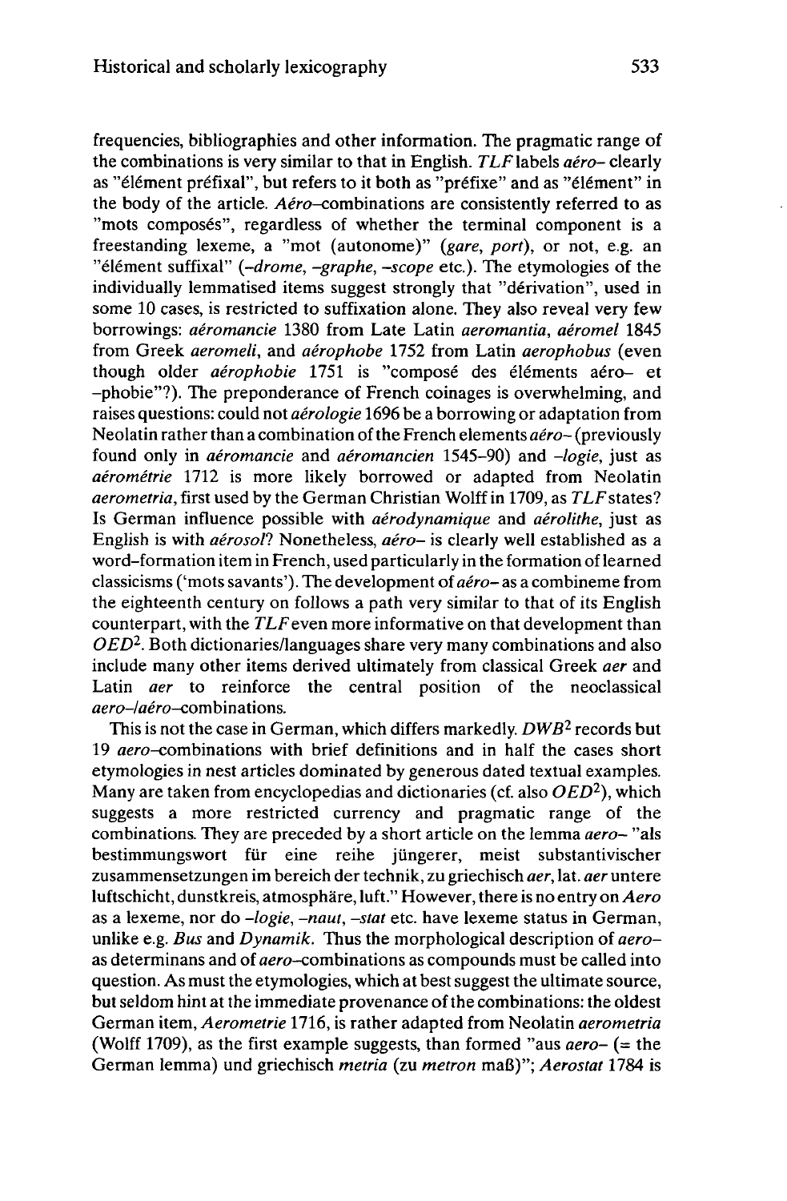frequencies, bibliographies and other information. The pragmatic range of the combinations is very similar to that in English. *TLF* labels *aéro–* clearly as "élément préfixal", but refers to it both as "préfixe" and as "élément" in the body of the article. *Aéro*–combinations are consistently referred to as "mots composés", regardless of whether the terminal component is a freestanding lexeme, a "mot (autonome)" (*gare, port*), or not, e.g. an "élément suffixal" (*–drome, –graphe, –scope* etc.). The etymologies of the individually lemmatised items suggest strongly that "dérivation", used in some 10 cases, is restricted to suffixation alone. They also reveal very few borrowings: *aéromancie* 1380 from Late Latin *aeromantia*, *aéromel* 1845 from Greek *aeromeli*, and *aérophobe* 1752 from Latin *aerophobus* (even though older *aérophobie* 1751 is "composé des éléments aéro– et –phobie"?). The preponderance of French coinages is overwhelming, and raises questions: could not *aérologie* 1696 be a borrowing or adaptation from Neolatin rather than a combination of the French elements *aéro–* (previously found only in *aéromancie* and *aéromancien* 1545–90) and *–logie*, just as *aérométrie* 1712 is more likely borrowed or adapted from Neolatin *aerometria*, first used by the German Christian Wolff in 1709, as *TLF* states? Is German influence possible with *aérodynamique* and *aérolithe*, just as English is with *aérosol*? Nonetheless, *aéro–* is clearly well established as a word-formation item in French, used particularly in the formation of learned classicisms ('mots savants'). The development of *aéro–* as a combineme from the eighteenth century on follows a path very similar to that of its English counterpart, with the *TLF* even more informative on that development than $OED^2$. Both dictionaries/languages share very many combinations and also include many other items derived ultimately from classical Greek *aer* and Latin *aer* to reinforce the central position of the neoclassical *aero–/aéro*–combinations.

This is not the case in German, which differs markedly. $DWB^2$ records but 19 *aero*–combinations with brief definitions and in half the cases short etymologies in nest articles dominated by generous dated textual examples. Many are taken from encyclopedias and dictionaries (cf. also $OED^2$), which suggests a more restricted currency and pragmatic range of the combinations. They are preceded by a short article on the lemma *aero–* "als bestimmungswort für eine reihe jüngerer, meist substantivischer zusammensetzungen im bereich der technik, zu griechisch *aer*, lat. *aer* untere luftschicht, dunstkreis, atmosphäre, luft." However, there is no entry on *Aero* as a lexeme, nor do *–logie, –naut, –stat* etc. have lexeme status in German, unlike e.g. *Bus* and *Dynamik*. Thus the morphological description of *aero–* as determinans and of *aero*–combinations as compounds must be called into question. As must the etymologies, which at best suggest the ultimate source, but seldom hint at the immediate provenance of the combinations: the oldest German item, *Aerometrie* 1716, is rather adapted from Neolatin *aerometria* (Wolff 1709), as the first example suggests, than formed "aus *aero–* (= the German lemma) und griechisch *metria* (zu *metron* maß)"; *Aerostat* 1784 is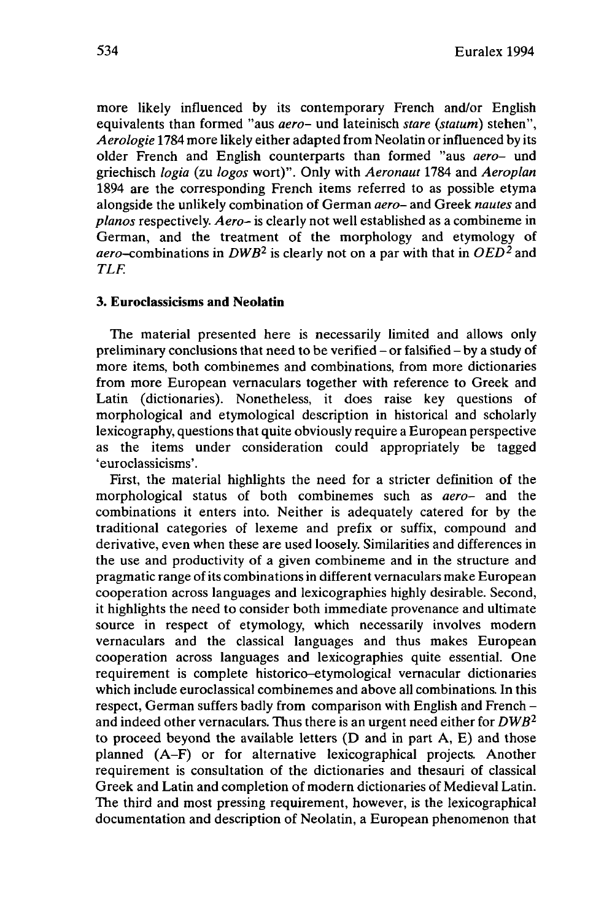more likely influenced by its contemporary French and/or English equivalents than formed "aus *aero–* und lateinisch *stare* (*statum*) stehen", *Aerologie* 1784 more likely either adapted from Neolatin or influenced by its older French and English counterparts than formed "aus *aero–* und griechisch *logia* (zu *logos* wort)". Only with *Aeronaut* 1784 and *Aeroplan* 1894 are the corresponding French items referred to as possible etyma alongside the unlikely combination of German *aero–* and Greek *nautes* and *planos* respectively. *Aero–* is clearly not well established as a combineme in German, and the treatment of the morphology and etymology of *aero*–combinations in *DWB*[2] is clearly not on a par with that in *OED*[2] and *TLF.*

### 3. Euroclassicisms and Neolatin

The material presented here is necessarily limited and allows only preliminary conclusions that need to be verified – or falsified – by a study of more items, both combinemes and combinations, from more dictionaries from more European vernaculars together with reference to Greek and Latin (dictionaries). Nonetheless, it does raise key questions of morphological and etymological description in historical and scholarly lexicography, questions that quite obviously require a European perspective as the items under consideration could appropriately be tagged 'euroclassicisms'.

First, the material highlights the need for a stricter definition of the morphological status of both combinemes such as *aero–* and the combinations it enters into. Neither is adequately catered for by the traditional categories of lexeme and prefix or suffix, compound and derivative, even when these are used loosely. Similarities and differences in the use and productivity of a given combineme and in the structure and pragmatic range of its combinations in different vernaculars make European cooperation across languages and lexicographies highly desirable. Second, it highlights the need to consider both immediate provenance and ultimate source in respect of etymology, which necessarily involves modern vernaculars and the classical languages and thus makes European cooperation across languages and lexicographies quite essential. One requirement is complete historico–etymological vernacular dictionaries which include euroclassical combinemes and above all combinations. In this respect, German suffers badly from comparison with English and French – and indeed other vernaculars. Thus there is an urgent need either for *DWB*[2] to proceed beyond the available letters (D and in part A, E) and those planned (A–F) or for alternative lexicographical projects. Another requirement is consultation of the dictionaries and thesauri of classical Greek and Latin and completion of modern dictionaries of Medieval Latin. The third and most pressing requirement, however, is the lexicographical documentation and description of Neolatin, a European phenomenon that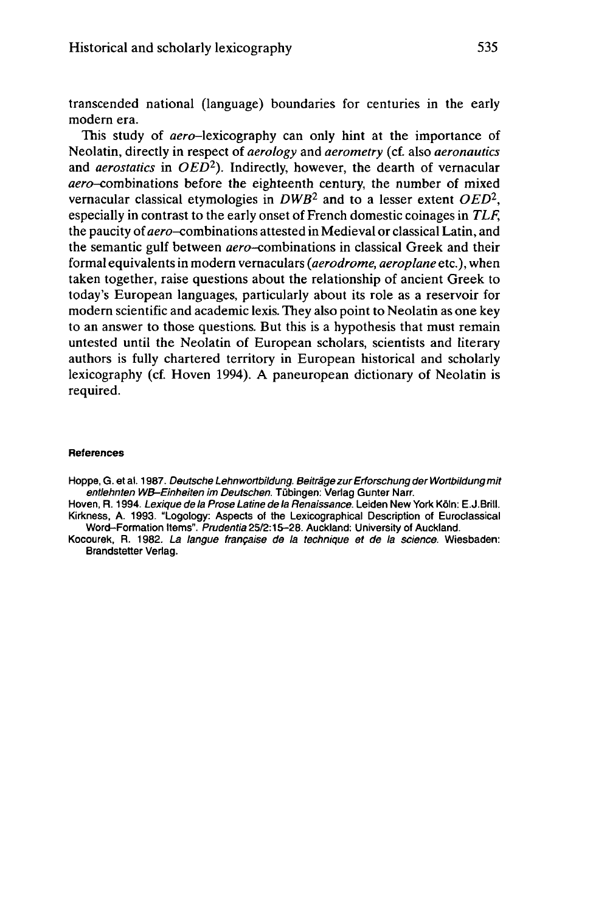transcended national (language) boundaries for centuries in the early modern era.

This study of *aero*–lexicography can only hint at the importance of Neolatin, directly in respect of *aerology* and *aerometry* (cf. also *aeronautics* and *aerostatics* in *OED*[2]). Indirectly, however, the dearth of vernacular *aero*–combinations before the eighteenth century, the number of mixed vernacular classical etymologies in *DWB*[2] and to a lesser extent *OED*[2], especially in contrast to the early onset of French domestic coinages in *TLF*, the paucity of *aero*–combinations attested in Medieval or classical Latin, and the semantic gulf between *aero*–combinations in classical Greek and their formal equivalents in modern vernaculars (*aerodrome, aeroplane* etc.), when taken together, raise questions about the relationship of ancient Greek to today's European languages, particularly about its role as a reservoir for modern scientific and academic lexis. They also point to Neolatin as one key to an answer to those questions. But this is a hypothesis that must remain untested until the Neolatin of European scholars, scientists and literary authors is fully chartered territory in European historical and scholarly lexicography (cf. Hoven 1994). A paneuropean dictionary of Neolatin is required.

#### References

Hoppe, G. et al. 1987. *Deutsche Lehnwortbildung. Beiträge zur Erforschung der Wortbildung mit entlehnten WB–Einheiten im Deutschen.* Tübingen: Verlag Gunter Narr.

Hoven, R. 1994. *Lexique de la Prose Latine de la Renaissance.* Leiden New York Köln: E.J.Brill.

Kirkness, A. 1993. "Logology: Aspects of the Lexicographical Description of Euroclassical Word–Formation Items". *Prudentia* 25/2:15–28. Auckland: University of Auckland.

Kocourek, R. 1982. *La langue française de la technique et de la science.* Wiesbaden: Brandstetter Verlag.